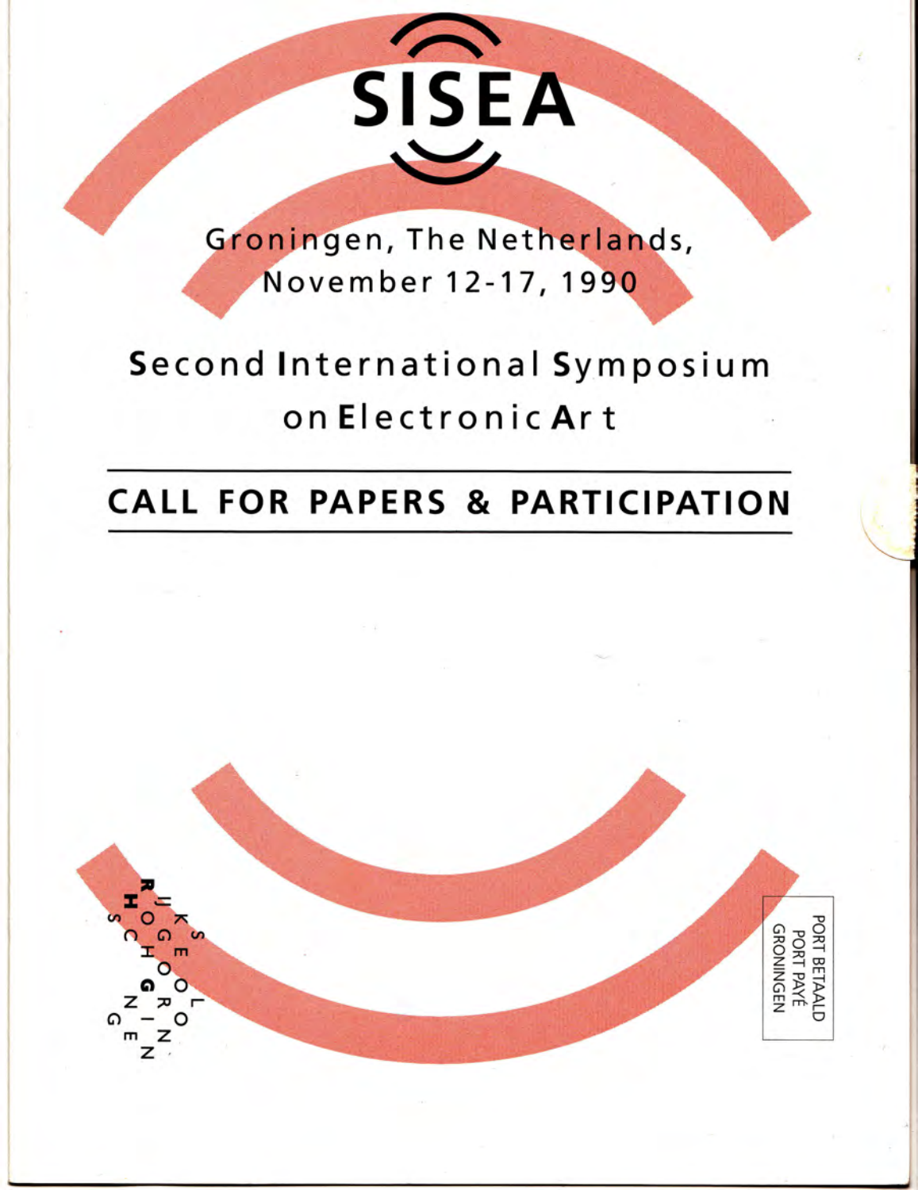# SISEA

Groningen, The Netherlands,
November 12-17, 1990

## Second International Symposium on Electronic Art

## CALL FOR PAPERS & PARTICIPATION

RIJKSHOGESCHOOL GRONINGEN

PORT BETAALD
PORT PAYÉ
GRONINGEN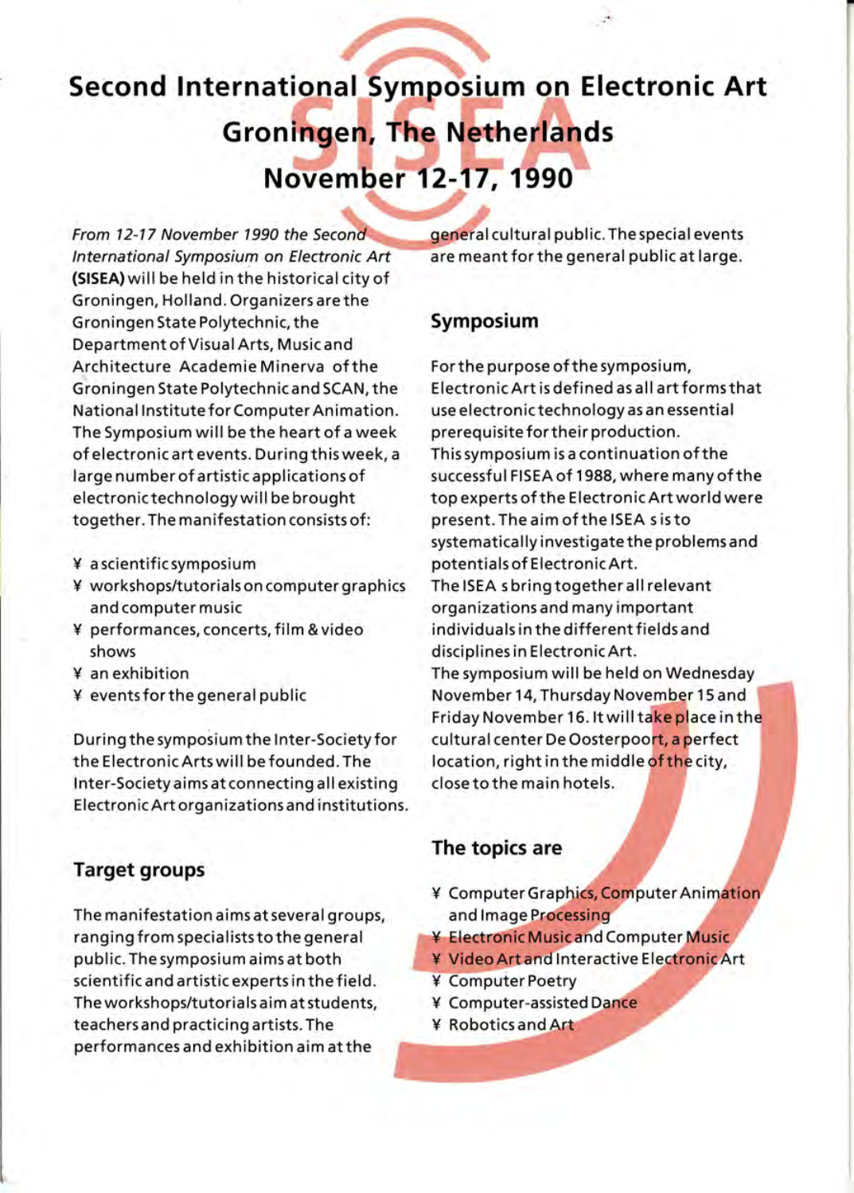# Second International Symposium on Electronic Art
# Groningen, The Netherlands
# November 12-17, 1990

*From 12-17 November 1990 the Second International Symposium on Electronic Art* **(SISEA)** will be held in the historical city of Groningen, Holland. Organizers are the Groningen State Polytechnic, the Department of Visual Arts, Music and Architecture Academie Minerva of the Groningen State Polytechnic and SCAN, the National Institute for Computer Animation. The Symposium will be the heart of a week of electronic art events. During this week, a large number of artistic applications of electronic technology will be brought together. The manifestation consists of:

- a scientific symposium
- workshops/tutorials on computer graphics and computer music
- performances, concerts, film & video shows
- an exhibition
- events for the general public

During the symposium the Inter-Society for the Electronic Arts will be founded. The Inter-Society aims at connecting all existing Electronic Art organizations and institutions.

## Target groups

The manifestation aims at several groups, ranging from specialists to the general public. The symposium aims at both scientific and artistic experts in the field. The workshops/tutorials aim at students, teachers and practicing artists. The performances and exhibition aim at the general cultural public. The special events are meant for the general public at large.

## Symposium

For the purpose of the symposium, Electronic Art is defined as all art forms that use electronic technology as an essential prerequisite for their production.
This symposium is a continuation of the successful FISEA of 1988, where many of the top experts of the Electronic Art world were present. The aim of the ISEA s is to systematically investigate the problems and potentials of Electronic Art.
The ISEA s bring together all relevant organizations and many important individuals in the different fields and disciplines in Electronic Art.
The symposium will be held on Wednesday November 14, Thursday November 15 and Friday November 16. It will take place in the cultural center De Oosterpoort, a perfect location, right in the middle of the city, close to the main hotels.

## The topics are

- Computer Graphics, Computer Animation and Image Processing
- Electronic Music and Computer Music
- Video Art and Interactive Electronic Art
- Computer Poetry
- Computer-assisted Dance
- Robotics and Art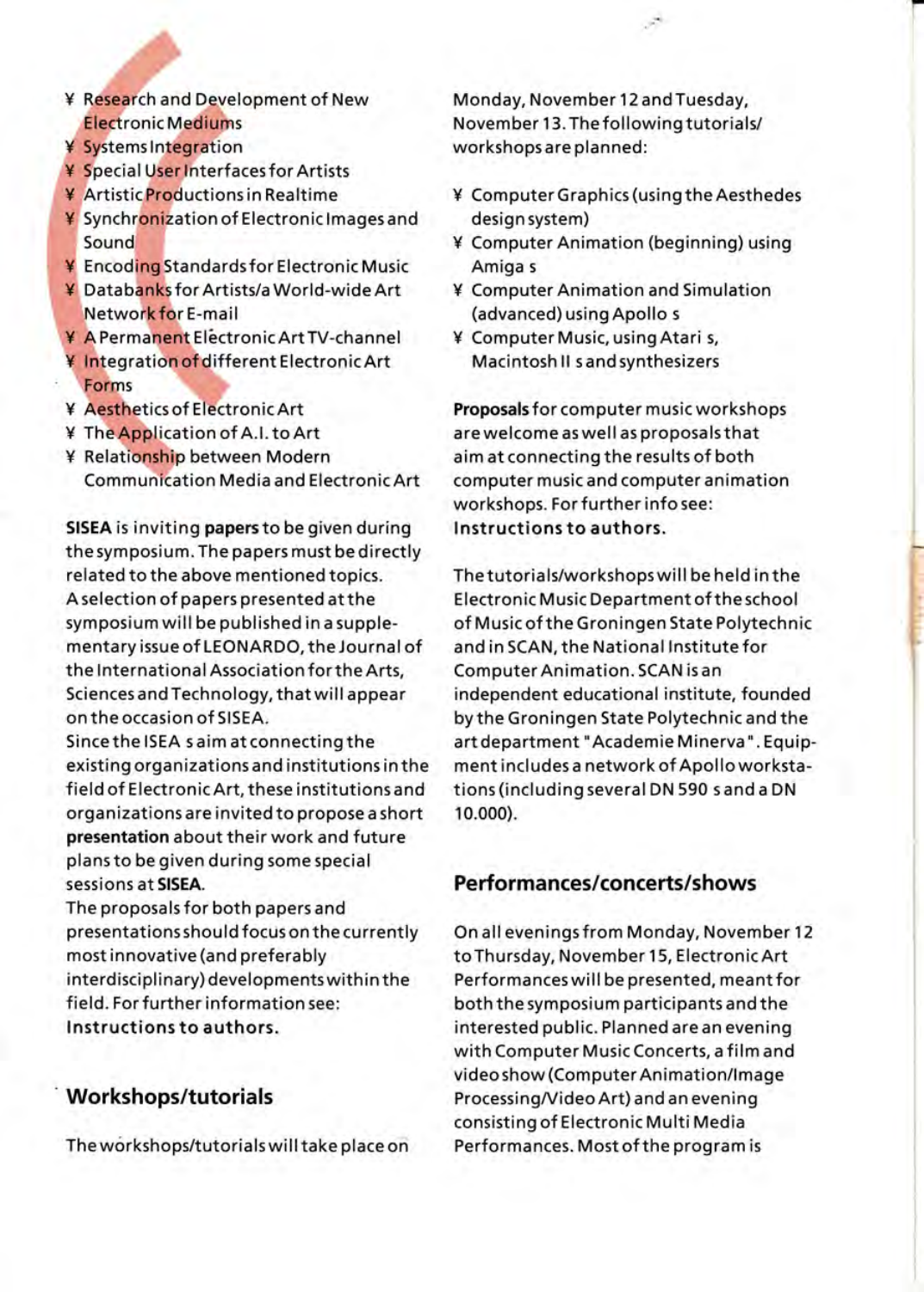- Research and Development of New Electronic Mediums
- Systems Integration
- Special User Interfaces for Artists
- Artistic Productions in Realtime
- Synchronization of Electronic Images and Sound
- Encoding Standards for Electronic Music
- Databanks for Artists/a World-wide Art Network for E-mail
- A Permanent Electronic Art TV-channel
- Integration of different Electronic Art Forms
- Aesthetics of Electronic Art
- The Application of A.I. to Art
- Relationship between Modern Communication Media and Electronic Art

**SISEA** is inviting **papers** to be given during the symposium. The papers must be directly related to the above mentioned topics. A selection of papers presented at the symposium will be published in a supplementary issue of LEONARDO, the Journal of the International Association for the Arts, Sciences and Technology, that will appear on the occasion of SISEA.
Since the ISEA s aim at connecting the existing organizations and institutions in the field of Electronic Art, these institutions and organizations are invited to propose a short **presentation** about their work and future plans to be given during some special sessions at **SISEA**.
The proposals for both papers and presentations should focus on the currently most innovative (and preferably interdisciplinary) developments within the field. For further information see: **Instructions to authors.**

## Workshops/tutorials

The workshops/tutorials will take place on Monday, November 12 and Tuesday, November 13. The following tutorials/workshops are planned:

- Computer Graphics (using the Aesthedes design system)
- Computer Animation (beginning) using Amiga s
- Computer Animation and Simulation (advanced) using Apollo s
- Computer Music, using Atari s, Macintosh II s and synthesizers

**Proposals** for computer music workshops are welcome as well as proposals that aim at connecting the results of both computer music and computer animation workshops. For further info see: **Instructions to authors.**

The tutorials/workshops will be held in the Electronic Music Department of the school of Music of the Groningen State Polytechnic and in SCAN, the National Institute for Computer Animation. SCAN is an independent educational institute, founded by the Groningen State Polytechnic and the art department "Academie Minerva". Equipment includes a network of Apollo workstations (including several DN 590 s and a DN 10.000).

## Performances/concerts/shows

On all evenings from Monday, November 12 to Thursday, November 15, Electronic Art Performances will be presented, meant for both the symposium participants and the interested public. Planned are an evening with Computer Music Concerts, a film and video show (Computer Animation/Image Processing/Video Art) and an evening consisting of Electronic Multi Media Performances. Most of the program is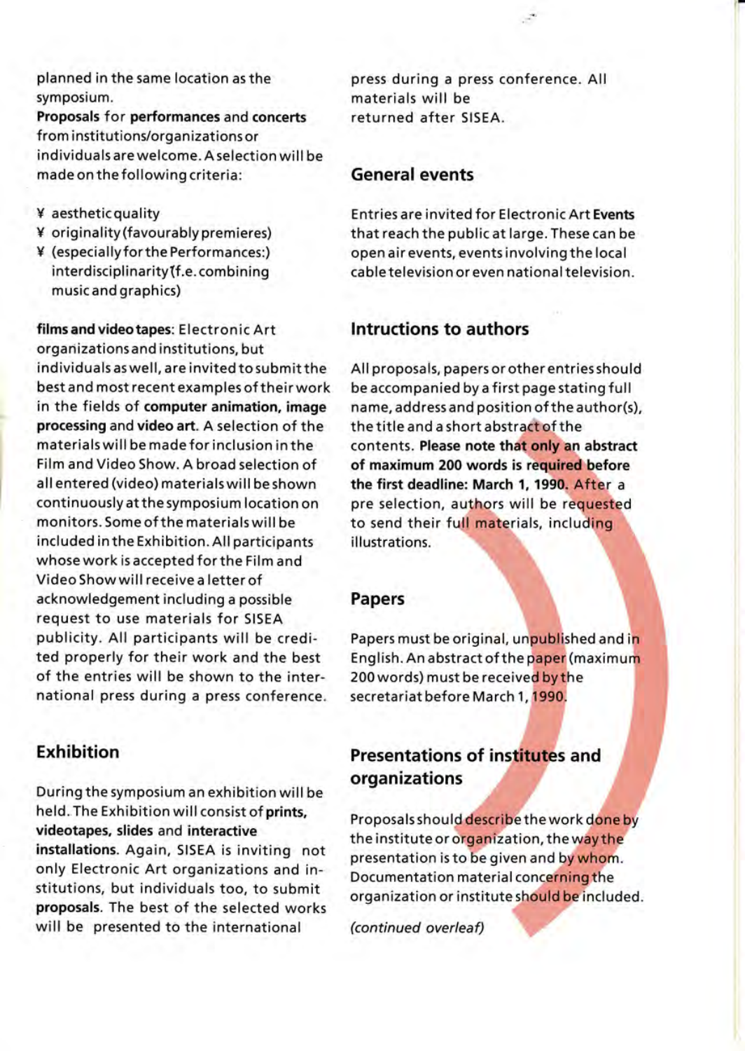planned in the same location as the symposium.

**Proposals** for **performances** and **concerts** from institutions/organizations or individuals are welcome. A selection will be made on the following criteria:

- aesthetic quality
- originality (favourably premieres)
- (especially for the Performances:) interdisciplinarity (f.e. combining music and graphics)

**films and video tapes**: Electronic Art organizations and institutions, but individuals as well, are invited to submit the best and most recent examples of their work in the fields of **computer animation, image processing** and **video art**. A selection of the materials will be made for inclusion in the Film and Video Show. A broad selection of all entered (video) materials will be shown continuously at the symposium location on monitors. Some of the materials will be included in the Exhibition. All participants whose work is accepted for the Film and Video Show will receive a letter of acknowledgement including a possible request to use materials for SISEA publicity. All participants will be credited properly for their work and the best of the entries will be shown to the international press during a press conference.

## Exhibition

During the symposium an exhibition will be held. The Exhibition will consist of **prints, videotapes, slides** and **interactive installations**. Again, SISEA is inviting not only Electronic Art organizations and institutions, but individuals too, to submit **proposals**. The best of the selected works will be presented to the international press during a press conference. All materials will be returned after SISEA.

## General events

Entries are invited for Electronic Art **Events** that reach the public at large. These can be open air events, events involving the local cable television or even national television.

## Intructions to authors

All proposals, papers or other entries should be accompanied by a first page stating full name, address and position of the author(s), the title and a short abstract of the contents. **Please note that only an abstract of maximum 200 words is required before the first deadline: March 1, 1990.** After a pre selection, authors will be requested to send their full materials, including illustrations.

## Papers

Papers must be original, unpublished and in English. An abstract of the paper (maximum 200 words) must be received by the secretariat before March 1, 1990.

## Presentations of institutes and organizations

Proposals should describe the work done by the institute or organization, the way the presentation is to be given and by whom. Documentation material concerning the organization or institute should be included.

*(continued overleaf)*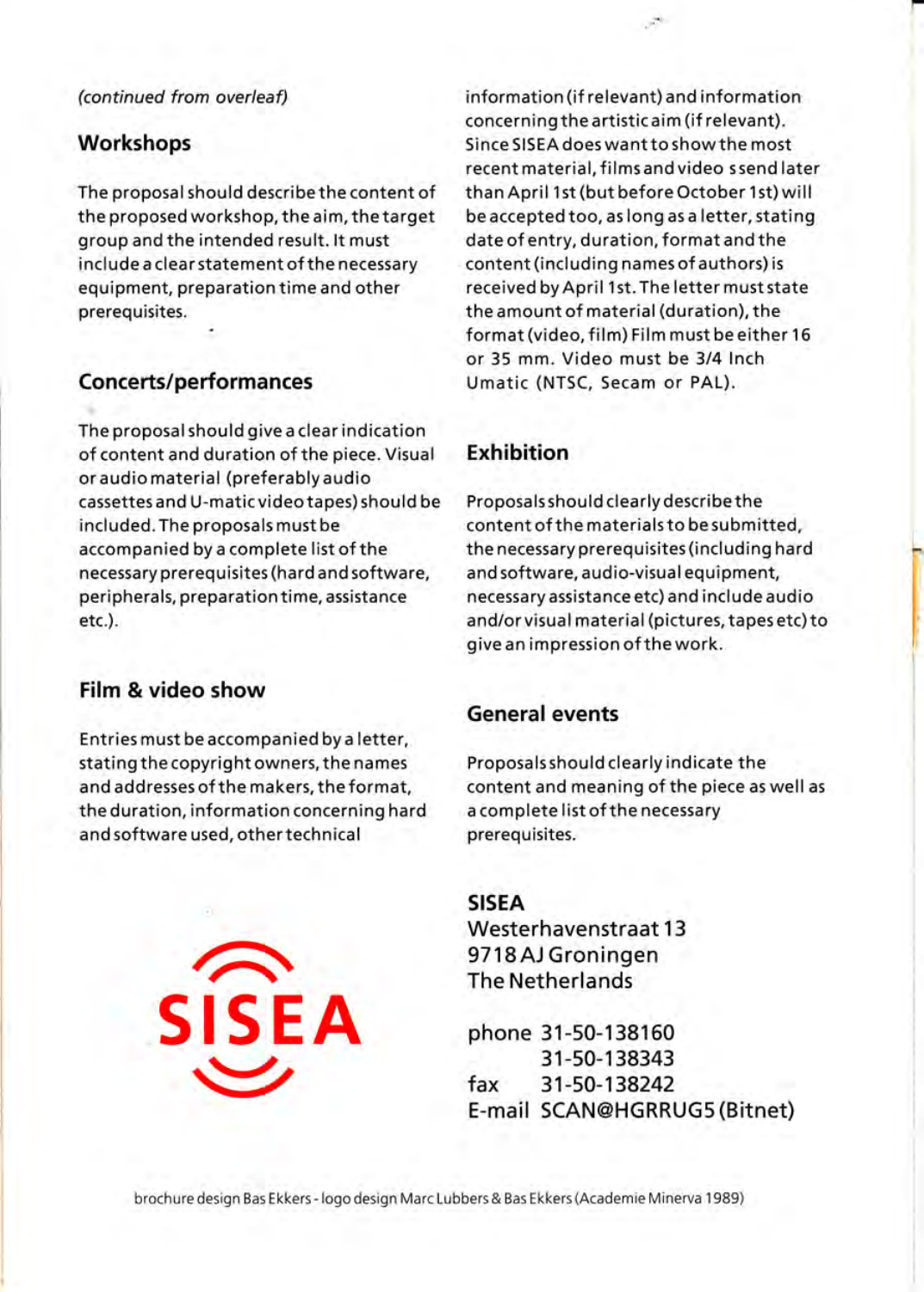*(continued from overleaf)*

## Workshops

The proposal should describe the content of the proposed workshop, the aim, the target group and the intended result. It must include a clear statement of the necessary equipment, preparation time and other prerequisites.

## Concerts/performances

The proposal should give a clear indication of content and duration of the piece. Visual or audio material (preferably audio cassettes and U-matic video tapes) should be included. The proposals must be accompanied by a complete list of the necessary prerequisites (hard and software, peripherals, preparation time, assistance etc.).

## Film & video show

Entries must be accompanied by a letter, stating the copyright owners, the names and addresses of the makers, the format, the duration, information concerning hard and software used, other technical information (if relevant) and information concerning the artistic aim (if relevant). Since SISEA does want to show the most recent material, films and video s send later than April 1st (but before October 1st) will be accepted too, as long as a letter, stating date of entry, duration, format and the content (including names of authors) is received by April 1st. The letter must state the amount of material (duration), the format (video, film) Film must be either 16 or 35 mm. Video must be 3/4 Inch Umatic (NTSC, Secam or PAL).

## Exhibition

Proposals should clearly describe the content of the materials to be submitted, the necessary prerequisites (including hard and software, audio-visual equipment, necessary assistance etc) and include audio and/or visual material (pictures, tapes etc) to give an impression of the work.

## General events

Proposals should clearly indicate the content and meaning of the piece as well as a complete list of the necessary prerequisites.

SISEA

**SISEA**
Westerhavenstraat 13
9718 AJ Groningen
The Netherlands

phone 31-50-138160
31-50-138343
fax 31-50-138242
E-mail SCAN@HGRRUG5 (Bitnet)

brochure design Bas Ekkers - logo design Marc Lubbers & Bas Ekkers (Academie Minerva 1989)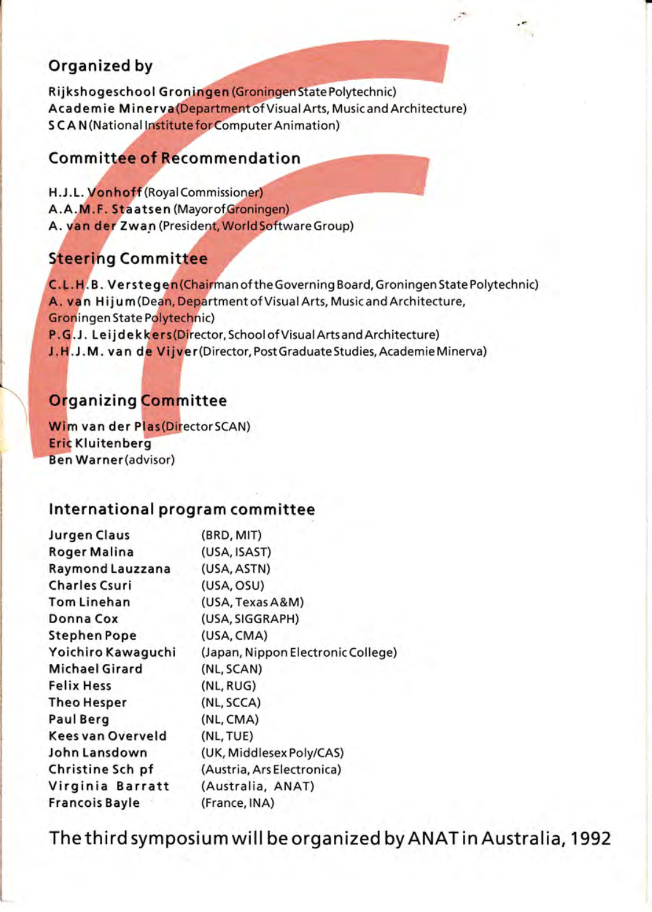## Organized by

**Rijkshogeschool Groningen** (Groningen State Polytechnic)
**Academie Minerva** (Department of Visual Arts, Music and Architecture)
**SCAN** (National Institute for Computer Animation)

## Committee of Recommendation

**H.J.L. Vonhoff** (Royal Commissioner)
**A.A.M.F. Staatsen** (Mayor of Groningen)
**A. van der Zwan** (President, World Software Group)

## Steering Committee

**C.L.H.B. Verstegen** (Chairman of the Governing Board, Groningen State Polytechnic)
**A. van Hijum** (Dean, Department of Visual Arts, Music and Architecture, Groningen State Polytechnic)
**P.G.J. Leijdekkers** (Director, School of Visual Arts and Architecture)
**J.H.J.M. van de Vijver** (Director, Post Graduate Studies, Academie Minerva)

## Organizing Committee

**Wim van der Plas** (Director SCAN)
**Eric Kluitenberg**
**Ben Warner** (advisor)

## International program committee

| | |
|---|---|
| **Jurgen Claus** | (BRD, MIT) |
| **Roger Malina** | (USA, ISAST) |
| **Raymond Lauzzana** | (USA, ASTN) |
| **Charles Csuri** | (USA, OSU) |
| **Tom Linehan** | (USA, Texas A&M) |
| **Donna Cox** | (USA, SIGGRAPH) |
| **Stephen Pope** | (USA, CMA) |
| **Yoichiro Kawaguchi** | (Japan, Nippon Electronic College) |
| **Michael Girard** | (NL, SCAN) |
| **Felix Hess** | (NL, RUG) |
| **Theo Hesper** | (NL, SCCA) |
| **Paul Berg** | (NL, CMA) |
| **Kees van Overveld** | (NL, TUE) |
| **John Lansdown** | (UK, Middlesex Poly/CAS) |
| **Christine Sch pf** | (Austria, Ars Electronica) |
| **Virginia Barratt** | (Australia, ANAT) |
| **Francois Bayle** | (France, INA) |

The third symposium will be organized by ANAT in Australia, 1992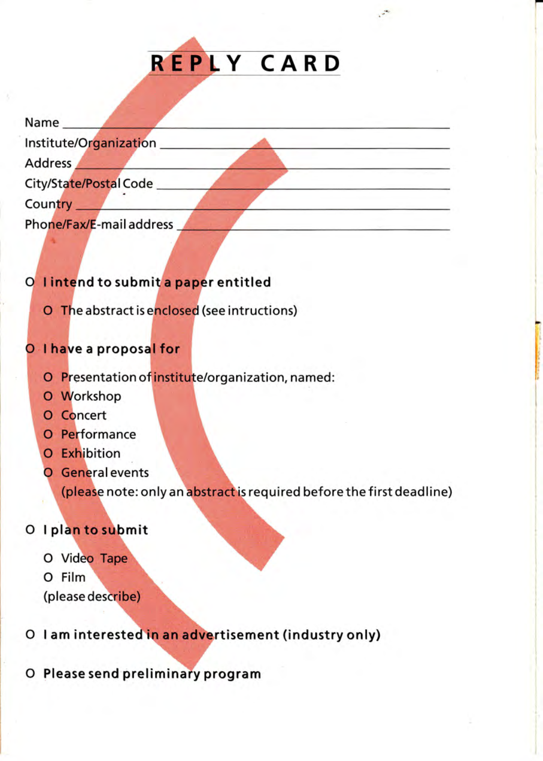# REPLY CARD

Name ____________________________________________

Institute/Organization ____________________________

Address __________________________________________

City/State/Postal Code ____________________________

Country __________________________________________

Phone/Fax/E-mail address __________________________

O **I intend to submit a paper entitled**

- O The abstract is enclosed (see intructions)

O **I have a proposal for**

- O Presentation of institute/organization, named:
- O Workshop
- O Concert
- O Performance
- O Exhibition
- O General events

  (please note: only an abstract is required before the first deadline)

O **I plan to submit**

- O Video Tape
- O Film

  (please describe)

O **I am interested in an advertisement (industry only)**

O **Please send preliminary program**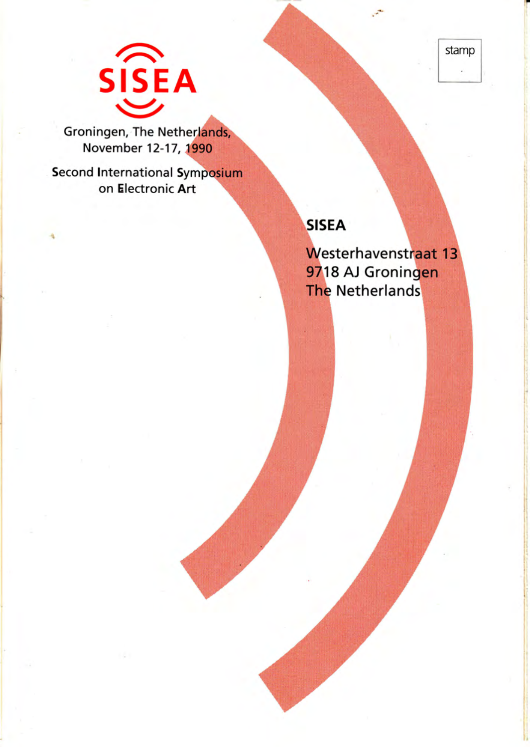# SISEA

Groningen, The Netherlands,
November 12-17, 1990

**S**econd **I**nternational **S**ymposium
on **E**lectronic **A**rt

stamp

**SISEA**

Westerhavenstraat 13
9718 AJ Groningen
The Netherlands